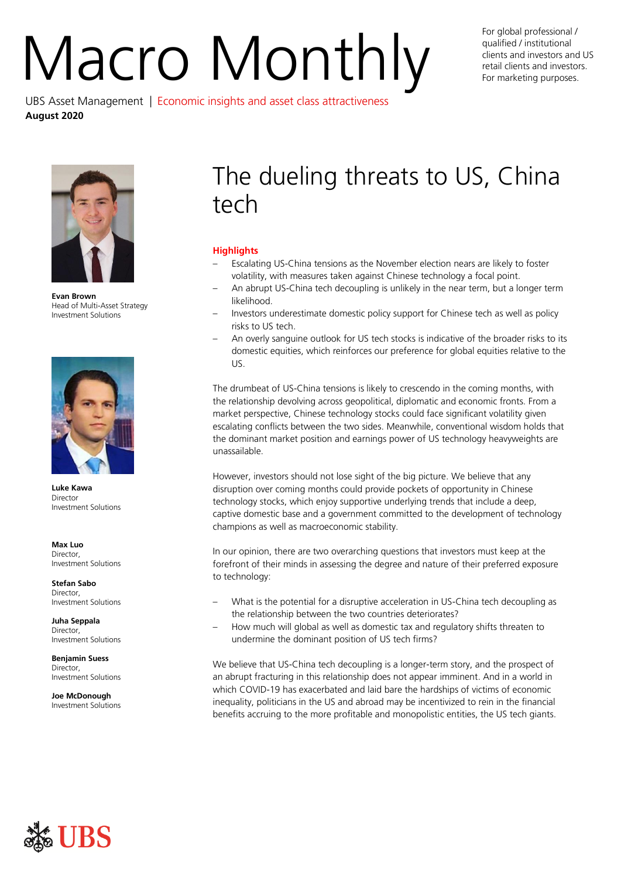# Macro Monthly

UBS Asset Management | Economic insights and asset class attractiveness

**August 2020**

For global professional / qualified / institutional clients and investors and US retail clients and investors. For marketing purposes.

**Evan Brown**
Head of Multi-Asset Strategy
Investment Solutions

**Luke Kawa**
Director
Investment Solutions

**Max Luo**
Director,
Investment Solutions

**Stefan Sabo**
Director,
Investment Solutions

**Juha Seppala**
Director,
Investment Solutions

**Benjamin Suess**
Director,
Investment Solutions

**Joe McDonough**
Investment Solutions

## The dueling threats to US, China tech

### Highlights

- Escalating US-China tensions as the November election nears are likely to foster volatility, with measures taken against Chinese technology a focal point.
- An abrupt US-China tech decoupling is unlikely in the near term, but a longer term likelihood.
- Investors underestimate domestic policy support for Chinese tech as well as policy risks to US tech.
- An overly sanguine outlook for US tech stocks is indicative of the broader risks to its domestic equities, which reinforces our preference for global equities relative to the US.

The drumbeat of US-China tensions is likely to crescendo in the coming months, with the relationship devolving across geopolitical, diplomatic and economic fronts. From a market perspective, Chinese technology stocks could face significant volatility given escalating conflicts between the two sides. Meanwhile, conventional wisdom holds that the dominant market position and earnings power of US technology heavyweights are unassailable.

However, investors should not lose sight of the big picture. We believe that any disruption over coming months could provide pockets of opportunity in Chinese technology stocks, which enjoy supportive underlying trends that include a deep, captive domestic base and a government committed to the development of technology champions as well as macroeconomic stability.

In our opinion, there are two overarching questions that investors must keep at the forefront of their minds in assessing the degree and nature of their preferred exposure to technology:

- What is the potential for a disruptive acceleration in US-China tech decoupling as the relationship between the two countries deteriorates?
- How much will global as well as domestic tax and regulatory shifts threaten to undermine the dominant position of US tech firms?

We believe that US-China tech decoupling is a longer-term story, and the prospect of an abrupt fracturing in this relationship does not appear imminent. And in a world in which COVID-19 has exacerbated and laid bare the hardships of victims of economic inequality, politicians in the US and abroad may be incentivized to rein in the financial benefits accruing to the more profitable and monopolistic entities, the US tech giants.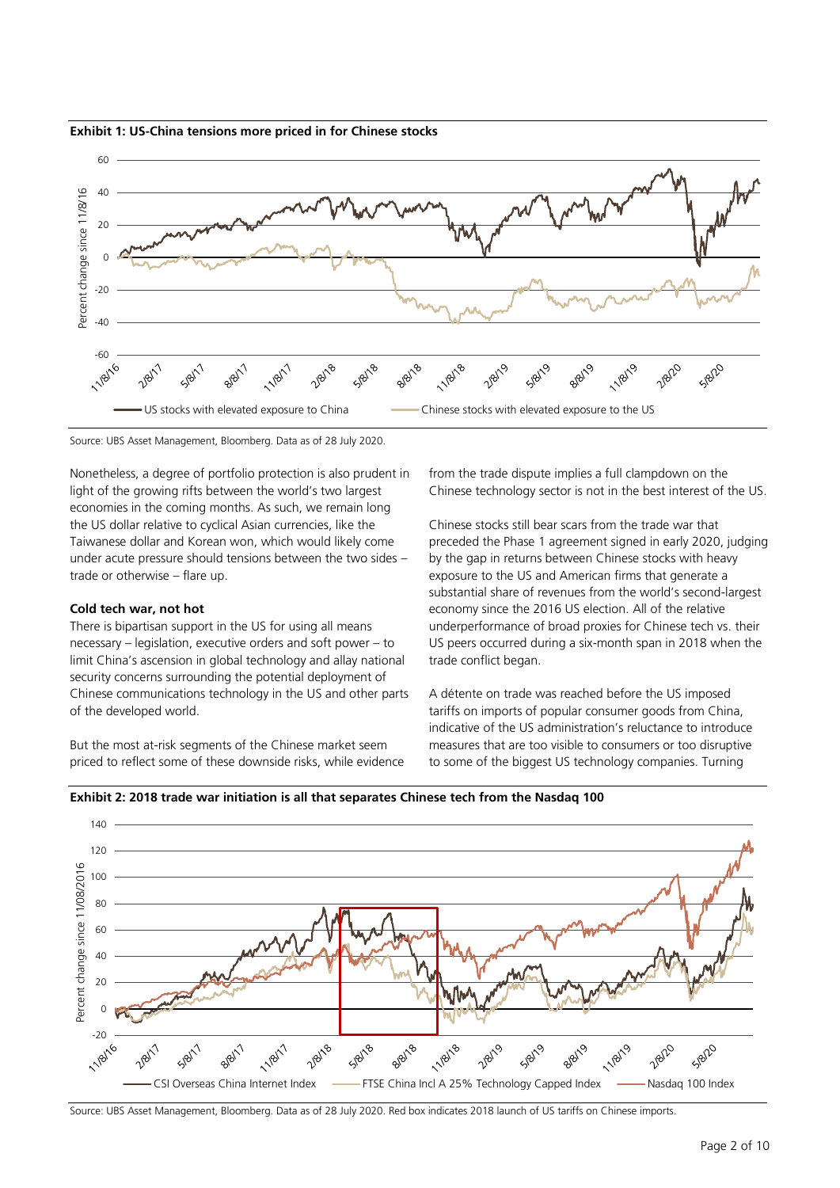**Exhibit 1: US-China tensions more priced in for Chinese stocks**

Source: UBS Asset Management, Bloomberg. Data as of 28 July 2020.

Nonetheless, a degree of portfolio protection is also prudent in light of the growing rifts between the world's two largest economies in the coming months. As such, we remain long the US dollar relative to cyclical Asian currencies, like the Taiwanese dollar and Korean won, which would likely come under acute pressure should tensions between the two sides – trade or otherwise – flare up.

**Cold tech war, not hot**

There is bipartisan support in the US for using all means necessary – legislation, executive orders and soft power – to limit China's ascension in global technology and allay national security concerns surrounding the potential deployment of Chinese communications technology in the US and other parts of the developed world.

But the most at-risk segments of the Chinese market seem priced to reflect some of these downside risks, while evidence from the trade dispute implies a full clampdown on the Chinese technology sector is not in the best interest of the US.

Chinese stocks still bear scars from the trade war that preceded the Phase 1 agreement signed in early 2020, judging by the gap in returns between Chinese stocks with heavy exposure to the US and American firms that generate a substantial share of revenues from the world's second-largest economy since the 2016 US election. All of the relative underperformance of broad proxies for Chinese tech vs. their US peers occurred during a six-month span in 2018 when the trade conflict began.

A détente on trade was reached before the US imposed tariffs on imports of popular consumer goods from China, indicative of the US administration's reluctance to introduce measures that are too visible to consumers or too disruptive to some of the biggest US technology companies. Turning

**Exhibit 2: 2018 trade war initiation is all that separates Chinese tech from the Nasdaq 100**

Source: UBS Asset Management, Bloomberg. Data as of 28 July 2020. Red box indicates 2018 launch of US tariffs on Chinese imports.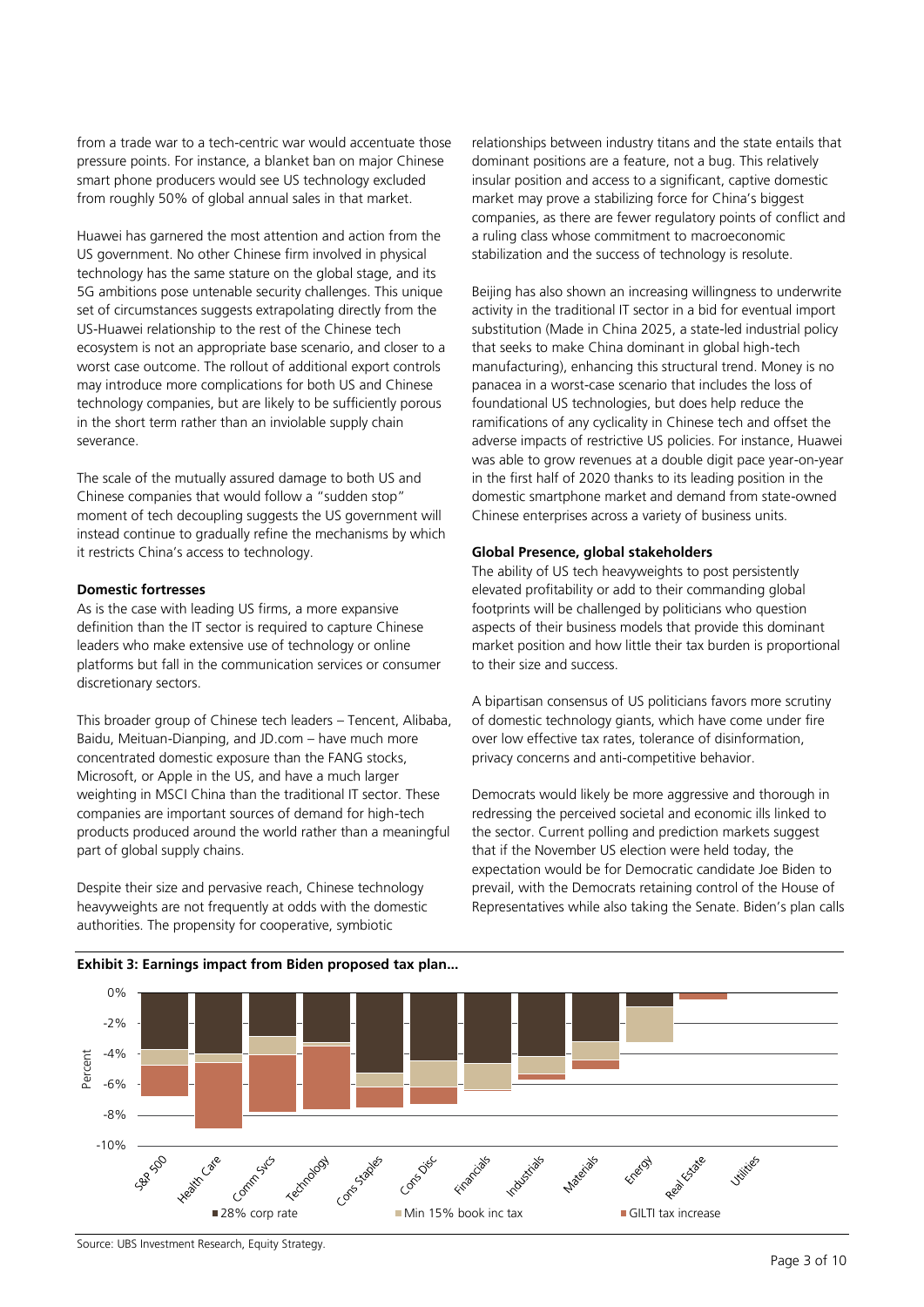from a trade war to a tech-centric war would accentuate those pressure points. For instance, a blanket ban on major Chinese smart phone producers would see US technology excluded from roughly 50% of global annual sales in that market.

Huawei has garnered the most attention and action from the US government. No other Chinese firm involved in physical technology has the same stature on the global stage, and its 5G ambitions pose untenable security challenges. This unique set of circumstances suggests extrapolating directly from the US-Huawei relationship to the rest of the Chinese tech ecosystem is not an appropriate base scenario, and closer to a worst case outcome. The rollout of additional export controls may introduce more complications for both US and Chinese technology companies, but are likely to be sufficiently porous in the short term rather than an inviolable supply chain severance.

The scale of the mutually assured damage to both US and Chinese companies that would follow a "sudden stop" moment of tech decoupling suggests the US government will instead continue to gradually refine the mechanisms by which it restricts China's access to technology.

**Domestic fortresses**

As is the case with leading US firms, a more expansive definition than the IT sector is required to capture Chinese leaders who make extensive use of technology or online platforms but fall in the communication services or consumer discretionary sectors.

This broader group of Chinese tech leaders – Tencent, Alibaba, Baidu, Meituan-Dianping, and JD.com – have much more concentrated domestic exposure than the FANG stocks, Microsoft, or Apple in the US, and have a much larger weighting in MSCI China than the traditional IT sector. These companies are important sources of demand for high-tech products produced around the world rather than a meaningful part of global supply chains.

Despite their size and pervasive reach, Chinese technology heavyweights are not frequently at odds with the domestic authorities. The propensity for cooperative, symbiotic relationships between industry titans and the state entails that dominant positions are a feature, not a bug. This relatively insular position and access to a significant, captive domestic market may prove a stabilizing force for China's biggest companies, as there are fewer regulatory points of conflict and a ruling class whose commitment to macroeconomic stabilization and the success of technology is resolute.

Beijing has also shown an increasing willingness to underwrite activity in the traditional IT sector in a bid for eventual import substitution (Made in China 2025, a state-led industrial policy that seeks to make China dominant in global high-tech manufacturing), enhancing this structural trend. Money is no panacea in a worst-case scenario that includes the loss of foundational US technologies, but does help reduce the ramifications of any cyclicality in Chinese tech and offset the adverse impacts of restrictive US policies. For instance, Huawei was able to grow revenues at a double digit pace year-on-year in the first half of 2020 thanks to its leading position in the domestic smartphone market and demand from state-owned Chinese enterprises across a variety of business units.

**Global Presence, global stakeholders**

The ability of US tech heavyweights to post persistently elevated profitability or add to their commanding global footprints will be challenged by politicians who question aspects of their business models that provide this dominant market position and how little their tax burden is proportional to their size and success.

A bipartisan consensus of US politicians favors more scrutiny of domestic technology giants, which have come under fire over low effective tax rates, tolerance of disinformation, privacy concerns and anti-competitive behavior.

Democrats would likely be more aggressive and thorough in redressing the perceived societal and economic ills linked to the sector. Current polling and prediction markets suggest that if the November US election were held today, the expectation would be for Democratic candidate Joe Biden to prevail, with the Democrats retaining control of the House of Representatives while also taking the Senate. Biden's plan calls

**Exhibit 3: Earnings impact from Biden proposed tax plan...**

Source: UBS Investment Research, Equity Strategy.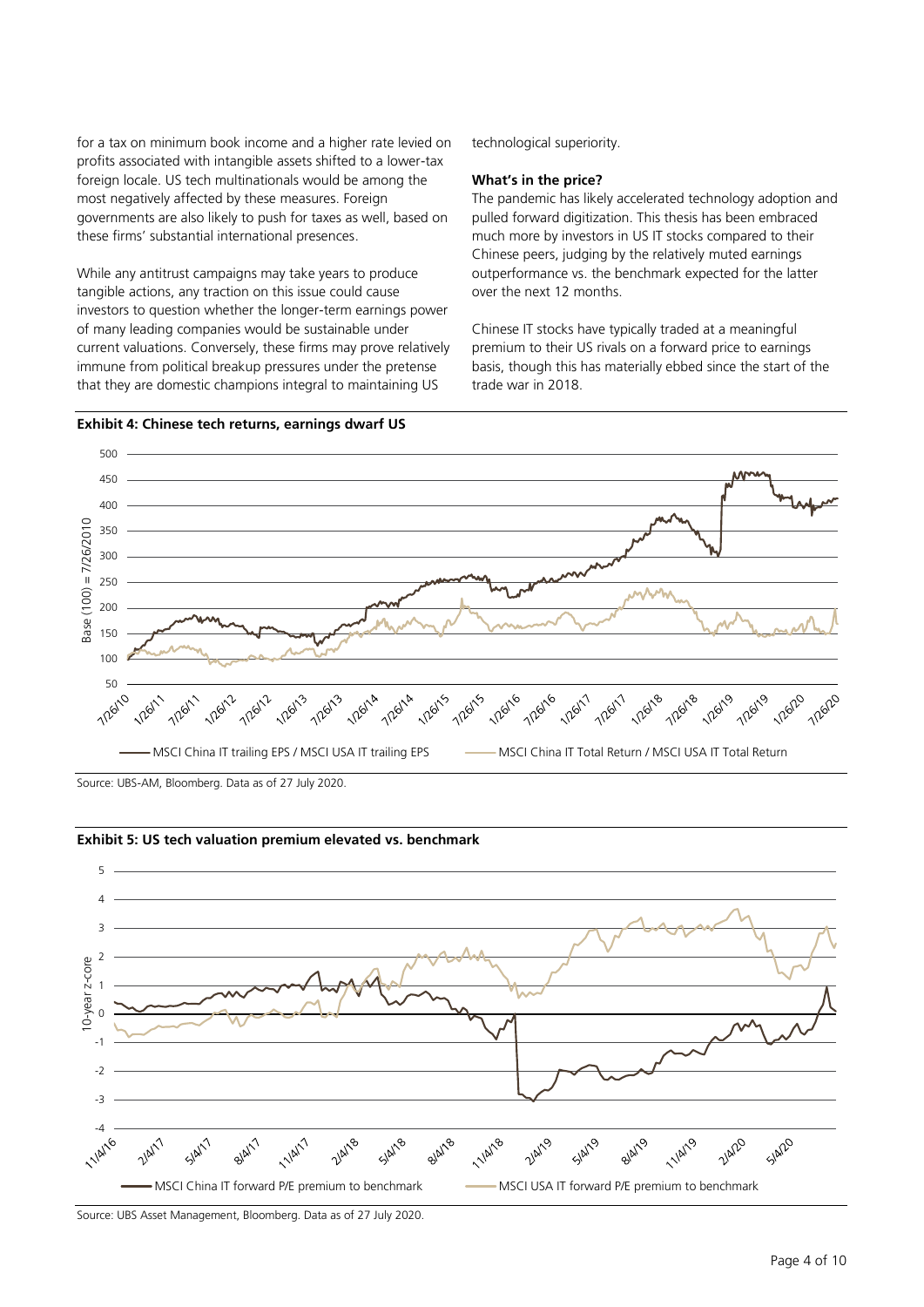for a tax on minimum book income and a higher rate levied on profits associated with intangible assets shifted to a lower-tax foreign locale. US tech multinationals would be among the most negatively affected by these measures. Foreign governments are also likely to push for taxes as well, based on these firms' substantial international presences.

While any antitrust campaigns may take years to produce tangible actions, any traction on this issue could cause investors to question whether the longer-term earnings power of many leading companies would be sustainable under current valuations. Conversely, these firms may prove relatively immune from political breakup pressures under the pretense that they are domestic champions integral to maintaining US technological superiority.

**What's in the price?**

The pandemic has likely accelerated technology adoption and pulled forward digitization. This thesis has been embraced much more by investors in US IT stocks compared to their Chinese peers, judging by the relatively muted earnings outperformance vs. the benchmark expected for the latter over the next 12 months.

Chinese IT stocks have typically traded at a meaningful premium to their US rivals on a forward price to earnings basis, though this has materially ebbed since the start of the trade war in 2018.

**Exhibit 4: Chinese tech returns, earnings dwarf US**

Source: UBS-AM, Bloomberg. Data as of 27 July 2020.

**Exhibit 5: US tech valuation premium elevated vs. benchmark**

Source: UBS Asset Management, Bloomberg. Data as of 27 July 2020.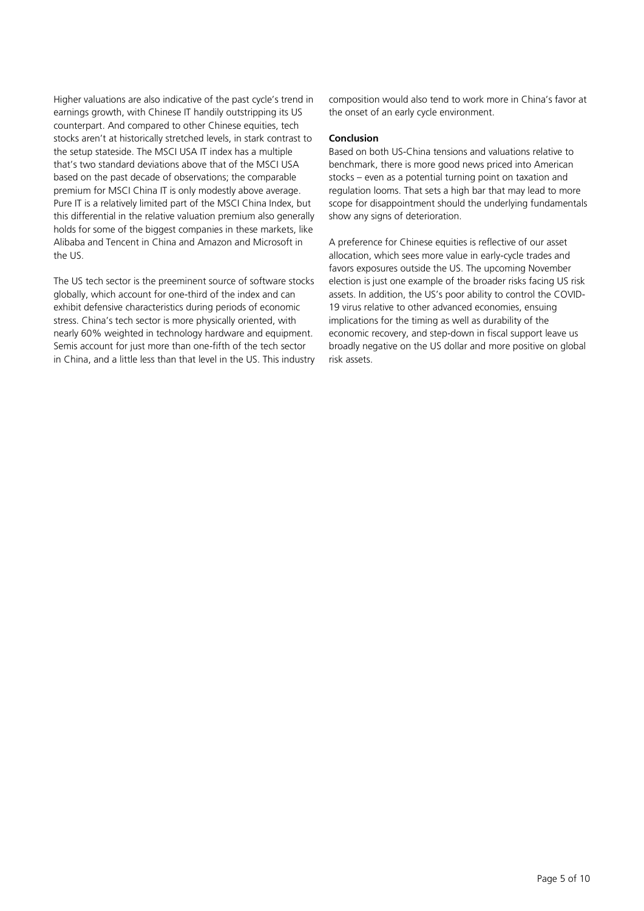Higher valuations are also indicative of the past cycle's trend in earnings growth, with Chinese IT handily outstripping its US counterpart. And compared to other Chinese equities, tech stocks aren't at historically stretched levels, in stark contrast to the setup stateside. The MSCI USA IT index has a multiple that's two standard deviations above that of the MSCI USA based on the past decade of observations; the comparable premium for MSCI China IT is only modestly above average. Pure IT is a relatively limited part of the MSCI China Index, but this differential in the relative valuation premium also generally holds for some of the biggest companies in these markets, like Alibaba and Tencent in China and Amazon and Microsoft in the US.

The US tech sector is the preeminent source of software stocks globally, which account for one-third of the index and can exhibit defensive characteristics during periods of economic stress. China's tech sector is more physically oriented, with nearly 60% weighted in technology hardware and equipment. Semis account for just more than one-fifth of the tech sector in China, and a little less than that level in the US. This industry composition would also tend to work more in China's favor at the onset of an early cycle environment.

**Conclusion**

Based on both US-China tensions and valuations relative to benchmark, there is more good news priced into American stocks – even as a potential turning point on taxation and regulation looms. That sets a high bar that may lead to more scope for disappointment should the underlying fundamentals show any signs of deterioration.

A preference for Chinese equities is reflective of our asset allocation, which sees more value in early-cycle trades and favors exposures outside the US. The upcoming November election is just one example of the broader risks facing US risk assets. In addition, the US's poor ability to control the COVID-19 virus relative to other advanced economies, ensuing implications for the timing as well as durability of the economic recovery, and step-down in fiscal support leave us broadly negative on the US dollar and more positive on global risk assets.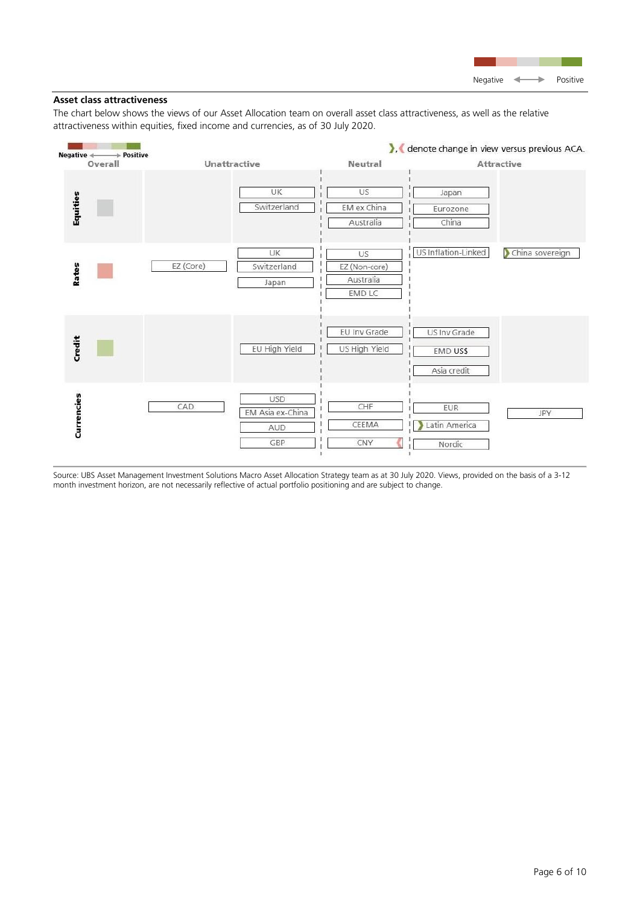Negative ⟷ Positive

## Asset class attractiveness

The chart below shows the views of our Asset Allocation team on overall asset class attractiveness, as well as the relative attractiveness within equities, fixed income and currencies, as of 30 July 2020.

❯, ❮ denote change in view versus previous ACA.

| | Overall | Unattractive | | Neutral | Attractive | |
|---|---|---|---|---|---|---|
| Equities | Neutral | | UK, Switzerland | US, EM ex China, Australia | Japan, Eurozone, China | |
| Rates | Slightly negative | EZ (Core) | UK, Switzerland, Japan | US, EZ (Non-core), Australia, EMD LC | US Inflation-Linked | ❯ China sovereign |
| Credit | Slightly positive | | EU High Yield | EU Inv Grade, US High Yield | US Inv Grade, EMD US$, Asia credit | |
| Currencies | | CAD | USD, EM Asia ex-China, AUD, GBP | CHF, CEEMA, CNY ❮ | EUR, ❯ Latin America, Nordic | JPY |

Source: UBS Asset Management Investment Solutions Macro Asset Allocation Strategy team as at 30 July 2020. Views, provided on the basis of a 3-12 month investment horizon, are not necessarily reflective of actual portfolio positioning and are subject to change.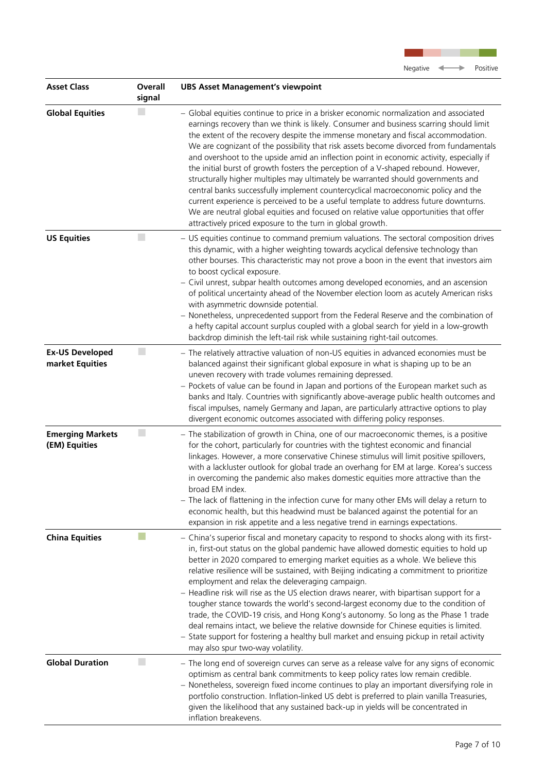Negative ⟷ Positive

| Asset Class | Overall signal | UBS Asset Management's viewpoint |
|---|---|---|
| **Global Equities** | Neutral | – Global equities continue to price in a brisker economic normalization and associated earnings recovery than we think is likely. Consumer and business scarring should limit the extent of the recovery despite the immense monetary and fiscal accommodation. We are cognizant of the possibility that risk assets become divorced from fundamentals and overshoot to the upside amid an inflection point in economic activity, especially if the initial burst of growth fosters the perception of a V-shaped rebound. However, structurally higher multiples may ultimately be warranted should governments and central banks successfully implement countercyclical macroeconomic policy and the current experience is perceived to be a useful template to address future downturns. We are neutral global equities and focused on relative value opportunities that offer attractively priced exposure to the turn in global growth. |
| **US Equities** | Neutral | – US equities continue to command premium valuations. The sectoral composition drives this dynamic, with a higher weighting towards acyclical defensive technology than other bourses. This characteristic may not prove a boon in the event that investors aim to boost cyclical exposure.<br>– Civil unrest, subpar health outcomes among developed economies, and an ascension of political uncertainty ahead of the November election loom as acutely American risks with asymmetric downside potential.<br>– Nonetheless, unprecedented support from the Federal Reserve and the combination of a hefty capital account surplus coupled with a global search for yield in a low-growth backdrop diminish the left-tail risk while sustaining right-tail outcomes. |
| **Ex-US Developed market Equities** | Neutral | – The relatively attractive valuation of non-US equities in advanced economies must be balanced against their significant global exposure in what is shaping up to be an uneven recovery with trade volumes remaining depressed.<br>– Pockets of value can be found in Japan and portions of the European market such as banks and Italy. Countries with significantly above-average public health outcomes and fiscal impulses, namely Germany and Japan, are particularly attractive options to play divergent economic outcomes associated with differing policy responses. |
| **Emerging Markets (EM) Equities** | Neutral | – The stabilization of growth in China, one of our macroeconomic themes, is a positive for the cohort, particularly for countries with the tightest economic and financial linkages. However, a more conservative Chinese stimulus will limit positive spillovers, with a lackluster outlook for global trade an overhang for EM at large. Korea's success in overcoming the pandemic also makes domestic equities more attractive than the broad EM index.<br>– The lack of flattening in the infection curve for many other EMs will delay a return to economic health, but this headwind must be balanced against the potential for an expansion in risk appetite and a less negative trend in earnings expectations. |
| **China Equities** | Slightly positive | – China's superior fiscal and monetary capacity to respond to shocks along with its first-in, first-out status on the global pandemic have allowed domestic equities to hold up better in 2020 compared to emerging market equities as a whole. We believe this relative resilience will be sustained, with Beijing indicating a commitment to prioritize employment and relax the deleveraging campaign.<br>– Headline risk will rise as the US election draws nearer, with bipartisan support for a tougher stance towards the world's second-largest economy due to the condition of trade, the COVID-19 crisis, and Hong Kong's autonomy. So long as the Phase 1 trade deal remains intact, we believe the relative downside for Chinese equities is limited.<br>– State support for fostering a healthy bull market and ensuing pickup in retail activity may also spur two-way volatility. |
| **Global Duration** | Neutral | – The long end of sovereign curves can serve as a release valve for any signs of economic optimism as central bank commitments to keep policy rates low remain credible.<br>– Nonetheless, sovereign fixed income continues to play an important diversifying role in portfolio construction. Inflation-linked US debt is preferred to plain vanilla Treasuries, given the likelihood that any sustained back-up in yields will be concentrated in inflation breakevens. |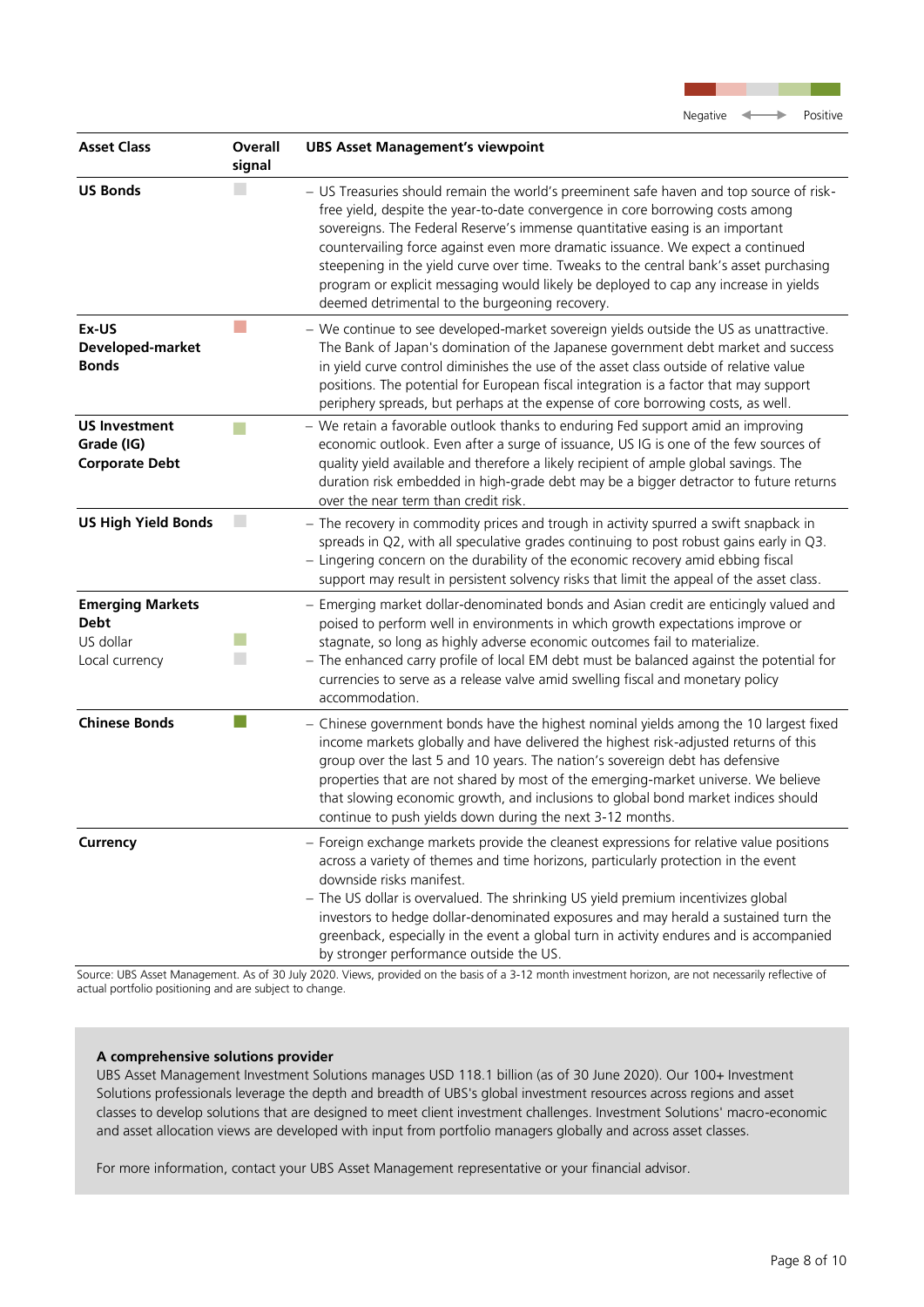Negative ⟷ Positive

| Asset Class | Overall signal | UBS Asset Management's viewpoint |
|---|---|---|
| **US Bonds** | Neutral | – US Treasuries should remain the world's preeminent safe haven and top source of risk-free yield, despite the year-to-date convergence in core borrowing costs among sovereigns. The Federal Reserve's immense quantitative easing is an important countervailing force against even more dramatic issuance. We expect a continued steepening in the yield curve over time. Tweaks to the central bank's asset purchasing program or explicit messaging would likely be deployed to cap any increase in yields deemed detrimental to the burgeoning recovery. |
| **Ex-US Developed-market Bonds** | Slightly negative | – We continue to see developed-market sovereign yields outside the US as unattractive. The Bank of Japan's domination of the Japanese government debt market and success in yield curve control diminishes the use of the asset class outside of relative value positions. The potential for European fiscal integration is a factor that may support periphery spreads, but perhaps at the expense of core borrowing costs, as well. |
| **US Investment Grade (IG) Corporate Debt** | Slightly positive | – We retain a favorable outlook thanks to enduring Fed support amid an improving economic outlook. Even after a surge of issuance, US IG is one of the few sources of quality yield available and therefore a likely recipient of ample global savings. The duration risk embedded in high-grade debt may be a bigger detractor to future returns over the near term than credit risk. |
| **US High Yield Bonds** | Neutral | – The recovery in commodity prices and trough in activity spurred a swift snapback in spreads in Q2, with all speculative grades continuing to post robust gains early in Q3.<br>– Lingering concern on the durability of the economic recovery amid ebbing fiscal support may result in persistent solvency risks that limit the appeal of the asset class. |
| **Emerging Markets Debt** | | – Emerging market dollar-denominated bonds and Asian credit are enticingly valued and poised to perform well in environments in which growth expectations improve or stagnate, so long as highly adverse economic outcomes fail to materialize.<br>– The enhanced carry profile of local EM debt must be balanced against the potential for currencies to serve as a release valve amid swelling fiscal and monetary policy accommodation. |
| US dollar | Slightly positive | |
| Local currency | Neutral | |
| **Chinese Bonds** | Positive | – Chinese government bonds have the highest nominal yields among the 10 largest fixed income markets globally and have delivered the highest risk-adjusted returns of this group over the last 5 and 10 years. The nation's sovereign debt has defensive properties that are not shared by most of the emerging-market universe. We believe that slowing economic growth, and inclusions to global bond market indices should continue to push yields down during the next 3-12 months. |
| **Currency** | | – Foreign exchange markets provide the cleanest expressions for relative value positions across a variety of themes and time horizons, particularly protection in the event downside risks manifest.<br>– The US dollar is overvalued. The shrinking US yield premium incentivizes global investors to hedge dollar-denominated exposures and may herald a sustained turn the greenback, especially in the event a global turn in activity endures and is accompanied by stronger performance outside the US. |

Source: UBS Asset Management. As of 30 July 2020. Views, provided on the basis of a 3-12 month investment horizon, are not necessarily reflective of actual portfolio positioning and are subject to change.

**A comprehensive solutions provider**

UBS Asset Management Investment Solutions manages USD 118.1 billion (as of 30 June 2020). Our 100+ Investment Solutions professionals leverage the depth and breadth of UBS's global investment resources across regions and asset classes to develop solutions that are designed to meet client investment challenges. Investment Solutions' macro-economic and asset allocation views are developed with input from portfolio managers globally and across asset classes.

For more information, contact your UBS Asset Management representative or your financial advisor.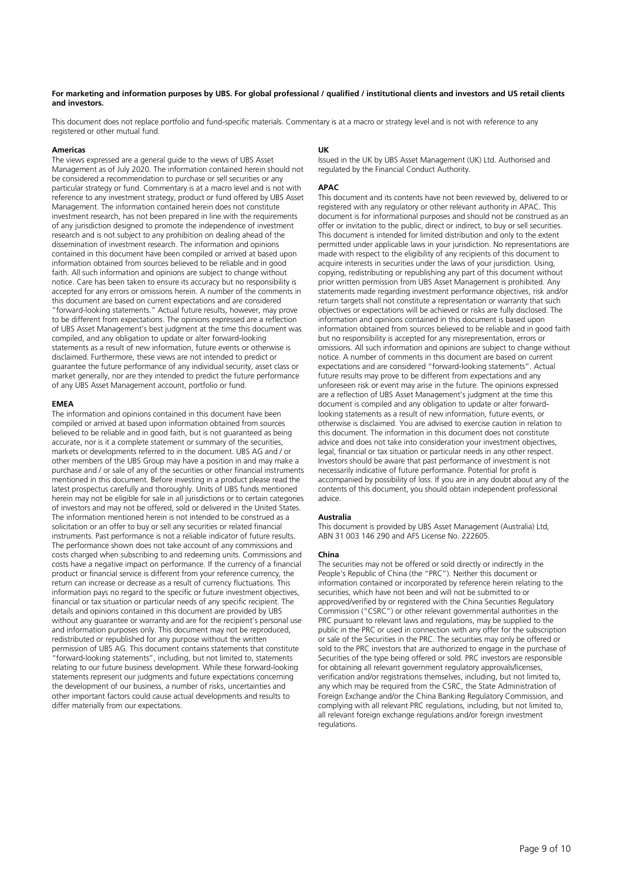**For marketing and information purposes by UBS. For global professional / qualified / institutional clients and investors and US retail clients and investors.**

This document does not replace portfolio and fund-specific materials. Commentary is at a macro or strategy level and is not with reference to any registered or other mutual fund.

#### Americas

The views expressed are a general guide to the views of UBS Asset Management as of July 2020. The information contained herein should not be considered a recommendation to purchase or sell securities or any particular strategy or fund. Commentary is at a macro level and is not with reference to any investment strategy, product or fund offered by UBS Asset Management. The information contained herein does not constitute investment research, has not been prepared in line with the requirements of any jurisdiction designed to promote the independence of investment research and is not subject to any prohibition on dealing ahead of the dissemination of investment research. The information and opinions contained in this document have been compiled or arrived at based upon information obtained from sources believed to be reliable and in good faith. All such information and opinions are subject to change without notice. Care has been taken to ensure its accuracy but no responsibility is accepted for any errors or omissions herein. A number of the comments in this document are based on current expectations and are considered "forward-looking statements." Actual future results, however, may prove to be different from expectations. The opinions expressed are a reflection of UBS Asset Management's best judgment at the time this document was compiled, and any obligation to update or alter forward-looking statements as a result of new information, future events or otherwise is disclaimed. Furthermore, these views are not intended to predict or guarantee the future performance of any individual security, asset class or market generally, nor are they intended to predict the future performance of any UBS Asset Management account, portfolio or fund.

#### EMEA

The information and opinions contained in this document have been compiled or arrived at based upon information obtained from sources believed to be reliable and in good faith, but is not guaranteed as being accurate, nor is it a complete statement or summary of the securities, markets or developments referred to in the document. UBS AG and / or other members of the UBS Group may have a position in and may make a purchase and / or sale of any of the securities or other financial instruments mentioned in this document. Before investing in a product please read the latest prospectus carefully and thoroughly. Units of UBS funds mentioned herein may not be eligible for sale in all jurisdictions or to certain categories of investors and may not be offered, sold or delivered in the United States. The information mentioned herein is not intended to be construed as a solicitation or an offer to buy or sell any securities or related financial instruments. Past performance is not a reliable indicator of future results. The performance shown does not take account of any commissions and costs charged when subscribing to and redeeming units. Commissions and costs have a negative impact on performance. If the currency of a financial product or financial service is different from your reference currency, the return can increase or decrease as a result of currency fluctuations. This information pays no regard to the specific or future investment objectives, financial or tax situation or particular needs of any specific recipient. The details and opinions contained in this document are provided by UBS without any guarantee or warranty and are for the recipient's personal use and information purposes only. This document may not be reproduced, redistributed or republished for any purpose without the written permission of UBS AG. This document contains statements that constitute "forward-looking statements", including, but not limited to, statements relating to our future business development. While these forward-looking statements represent our judgments and future expectations concerning the development of our business, a number of risks, uncertainties and other important factors could cause actual developments and results to differ materially from our expectations.

#### UK

Issued in the UK by UBS Asset Management (UK) Ltd. Authorised and regulated by the Financial Conduct Authority.

#### APAC

This document and its contents have not been reviewed by, delivered to or registered with any regulatory or other relevant authority in APAC. This document is for informational purposes and should not be construed as an offer or invitation to the public, direct or indirect, to buy or sell securities. This document is intended for limited distribution and only to the extent permitted under applicable laws in your jurisdiction. No representations are made with respect to the eligibility of any recipients of this document to acquire interests in securities under the laws of your jurisdiction. Using, copying, redistributing or republishing any part of this document without prior written permission from UBS Asset Management is prohibited. Any statements made regarding investment performance objectives, risk and/or return targets shall not constitute a representation or warranty that such objectives or expectations will be achieved or risks are fully disclosed. The information and opinions contained in this document is based upon information obtained from sources believed to be reliable and in good faith but no responsibility is accepted for any misrepresentation, errors or omissions. All such information and opinions are subject to change without notice. A number of comments in this document are based on current expectations and are considered "forward-looking statements". Actual future results may prove to be different from expectations and any unforeseen risk or event may arise in the future. The opinions expressed are a reflection of UBS Asset Management's judgment at the time this document is compiled and any obligation to update or alter forward-looking statements as a result of new information, future events, or otherwise is disclaimed. You are advised to exercise caution in relation to this document. The information in this document does not constitute advice and does not take into consideration your investment objectives, legal, financial or tax situation or particular needs in any other respect. Investors should be aware that past performance of investment is not necessarily indicative of future performance. Potential for profit is accompanied by possibility of loss. If you are in any doubt about any of the contents of this document, you should obtain independent professional advice.

#### Australia

This document is provided by UBS Asset Management (Australia) Ltd, ABN 31 003 146 290 and AFS License No. 222605.

#### China

The securities may not be offered or sold directly or indirectly in the People's Republic of China (the "PRC"). Neither this document or information contained or incorporated by reference herein relating to the securities, which have not been and will not be submitted to or approved/verified by or registered with the China Securities Regulatory Commission ("CSRC") or other relevant governmental authorities in the PRC pursuant to relevant laws and regulations, may be supplied to the public in the PRC or used in connection with any offer for the subscription or sale of the Securities in the PRC. The securities may only be offered or sold to the PRC investors that are authorized to engage in the purchase of Securities of the type being offered or sold. PRC investors are responsible for obtaining all relevant government regulatory approvals/licenses, verification and/or registrations themselves, including, but not limited to, any which may be required from the CSRC, the State Administration of Foreign Exchange and/or the China Banking Regulatory Commission, and complying with all relevant PRC regulations, including, but not limited to, all relevant foreign exchange regulations and/or foreign investment regulations.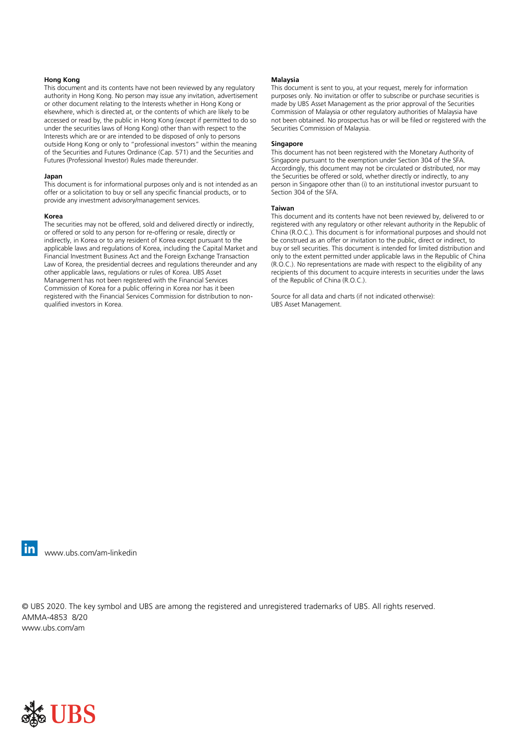**Hong Kong**
This document and its contents have not been reviewed by any regulatory authority in Hong Kong. No person may issue any invitation, advertisement or other document relating to the Interests whether in Hong Kong or elsewhere, which is directed at, or the contents of which are likely to be accessed or read by, the public in Hong Kong (except if permitted to do so under the securities laws of Hong Kong) other than with respect to the Interests which are or are intended to be disposed of only to persons outside Hong Kong or only to "professional investors" within the meaning of the Securities and Futures Ordinance (Cap. 571) and the Securities and Futures (Professional Investor) Rules made thereunder.

**Japan**
This document is for informational purposes only and is not intended as an offer or a solicitation to buy or sell any specific financial products, or to provide any investment advisory/management services.

**Korea**
The securities may not be offered, sold and delivered directly or indirectly, or offered or sold to any person for re-offering or resale, directly or indirectly, in Korea or to any resident of Korea except pursuant to the applicable laws and regulations of Korea, including the Capital Market and Financial Investment Business Act and the Foreign Exchange Transaction Law of Korea, the presidential decrees and regulations thereunder and any other applicable laws, regulations or rules of Korea. UBS Asset Management has not been registered with the Financial Services Commission of Korea for a public offering in Korea nor has it been registered with the Financial Services Commission for distribution to non-qualified investors in Korea.

**Malaysia**
This document is sent to you, at your request, merely for information purposes only. No invitation or offer to subscribe or purchase securities is made by UBS Asset Management as the prior approval of the Securities Commission of Malaysia or other regulatory authorities of Malaysia have not been obtained. No prospectus has or will be filed or registered with the Securities Commission of Malaysia.

**Singapore**
This document has not been registered with the Monetary Authority of Singapore pursuant to the exemption under Section 304 of the SFA. Accordingly, this document may not be circulated or distributed, nor may the Securities be offered or sold, whether directly or indirectly, to any person in Singapore other than (i) to an institutional investor pursuant to Section 304 of the SFA.

**Taiwan**
This document and its contents have not been reviewed by, delivered to or registered with any regulatory or other relevant authority in the Republic of China (R.O.C.). This document is for informational purposes and should not be construed as an offer or invitation to the public, direct or indirect, to buy or sell securities. This document is intended for limited distribution and only to the extent permitted under applicable laws in the Republic of China (R.O.C.). No representations are made with respect to the eligibility of any recipients of this document to acquire interests in securities under the laws of the Republic of China (R.O.C.).

Source for all data and charts (if not indicated otherwise): UBS Asset Management.

www.ubs.com/am-linkedin

© UBS 2020. The key symbol and UBS are among the registered and unregistered trademarks of UBS. All rights reserved.
AMMA-4853 8/20
www.ubs.com/am

UBS